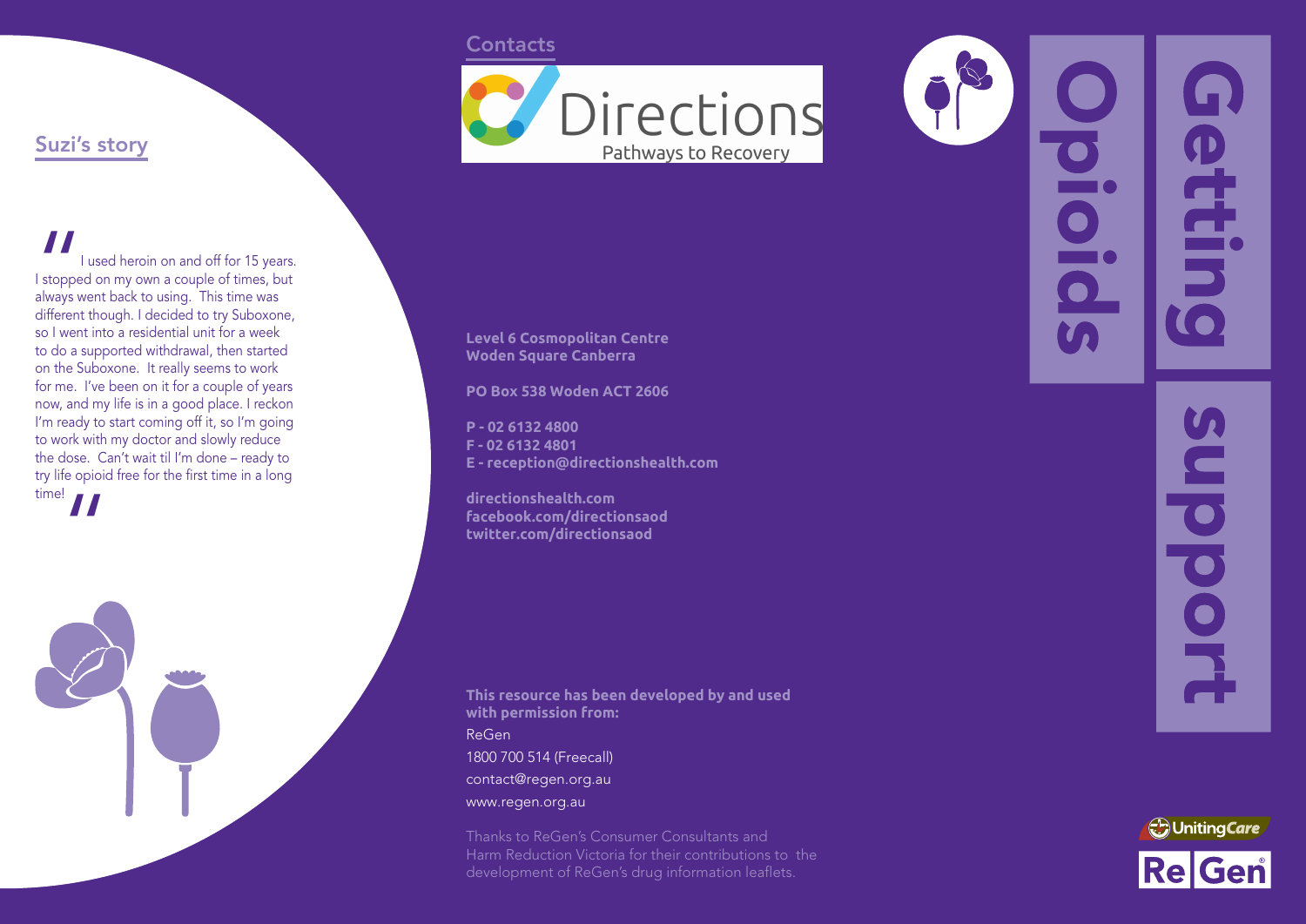# Opioids

# Getting support

## Suzi's story

"I used heroin on and off for 15 years. I stopped on my own a couple of times, but always went back to using. This time was different though. I decided to try Suboxone, so I went into a residential unit for a week to do a supported withdrawal, then started on the Suboxone. It really seems to work for me. I've been on it for a couple of years now, and my life is in a good place. I reckon I'm ready to start coming off it, so I'm going to work with my doctor and slowly reduce the dose. Can't wait til I'm done – ready to try life opioid free for the first time in a long time!"

## Contacts

Directions
Pathways to Recovery

**Level 6 Cosmopolitan Centre**
**Woden Square Canberra**

**PO Box 538 Woden ACT 2606**

**P - 02 6132 4800**
**F - 02 6132 4801**
**E - reception@directionshealth.com**

**directionshealth.com**
**facebook.com/directionsaod**
**twitter.com/directionsaod**

**This resource has been developed by and used with permission from:**

ReGen
1800 700 514 (Freecall)
contact@regen.org.au
www.regen.org.au

Thanks to ReGen's Consumer Consultants and Harm Reduction Victoria for their contributions to the development of ReGen's drug information leaflets.

UnitingCare
ReGen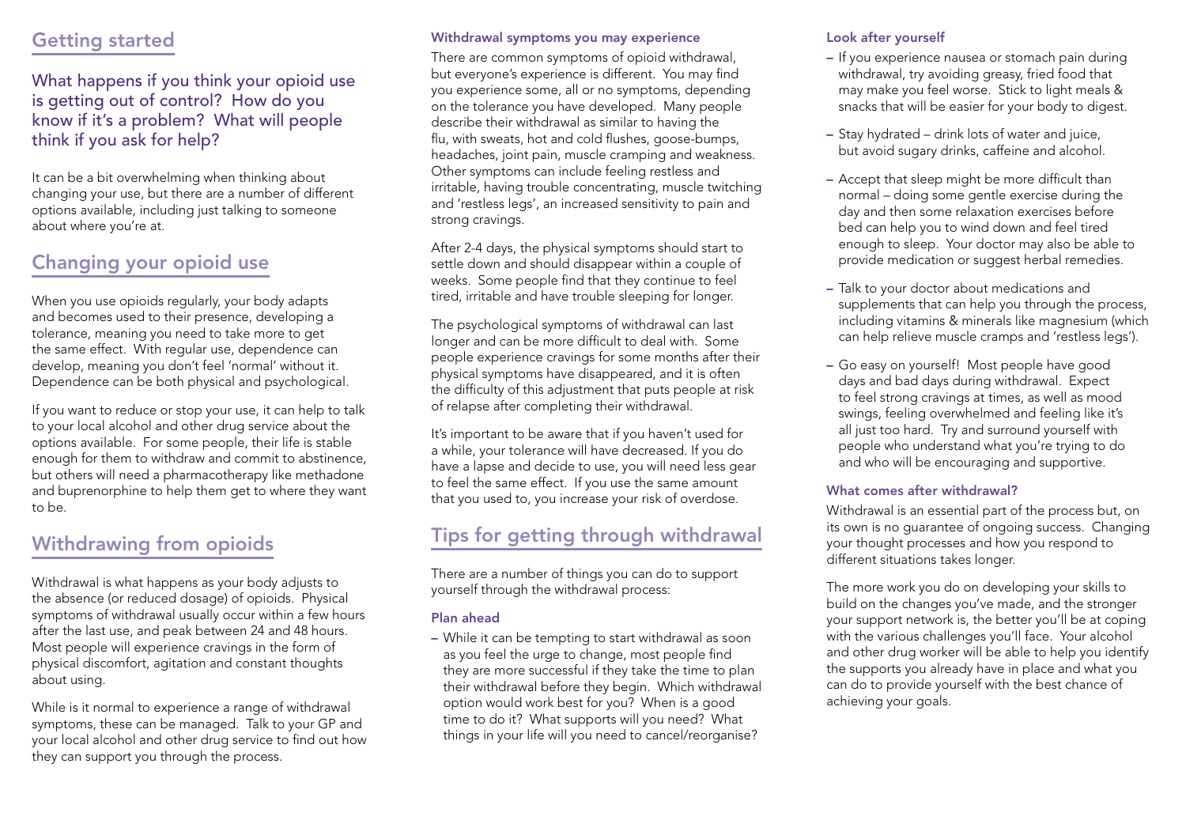## Getting started

### What happens if you think your opioid use is getting out of control? How do you know if it's a problem? What will people think if you ask for help?

It can be a bit overwhelming when thinking about changing your use, but there are a number of different options available, including just talking to someone about where you're at.

## Changing your opioid use

When you use opioids regularly, your body adapts and becomes used to their presence, developing a tolerance, meaning you need to take more to get the same effect. With regular use, dependence can develop, meaning you don't feel 'normal' without it. Dependence can be both physical and psychological.

If you want to reduce or stop your use, it can help to talk to your local alcohol and other drug service about the options available. For some people, their life is stable enough for them to withdraw and commit to abstinence, but others will need a pharmacotherapy like methadone and buprenorphine to help them get to where they want to be.

## Withdrawing from opioids

Withdrawal is what happens as your body adjusts to the absence (or reduced dosage) of opioids. Physical symptoms of withdrawal usually occur within a few hours after the last use, and peak between 24 and 48 hours. Most people will experience cravings in the form of physical discomfort, agitation and constant thoughts about using.

While is it normal to experience a range of withdrawal symptoms, these can be managed. Talk to your GP and your local alcohol and other drug service to find out how they can support you through the process.

### Withdrawal symptoms you may experience

There are common symptoms of opioid withdrawal, but everyone's experience is different. You may find you experience some, all or no symptoms, depending on the tolerance you have developed. Many people describe their withdrawal as similar to having the flu, with sweats, hot and cold flushes, goose-bumps, headaches, joint pain, muscle cramping and weakness. Other symptoms can include feeling restless and irritable, having trouble concentrating, muscle twitching and 'restless legs', an increased sensitivity to pain and strong cravings.

After 2-4 days, the physical symptoms should start to settle down and should disappear within a couple of weeks. Some people find that they continue to feel tired, irritable and have trouble sleeping for longer.

The psychological symptoms of withdrawal can last longer and can be more difficult to deal with. Some people experience cravings for some months after their physical symptoms have disappeared, and it is often the difficulty of this adjustment that puts people at risk of relapse after completing their withdrawal.

It's important to be aware that if you haven't used for a while, your tolerance will have decreased. If you do have a lapse and decide to use, you will need less gear to feel the same effect. If you use the same amount that you used to, you increase your risk of overdose.

## Tips for getting through withdrawal

There are a number of things you can do to support yourself through the withdrawal process:

### Plan ahead

- While it can be tempting to start withdrawal as soon as you feel the urge to change, most people find they are more successful if they take the time to plan their withdrawal before they begin. Which withdrawal option would work best for you? When is a good time to do it? What supports will you need? What things in your life will you need to cancel/reorganise?

### Look after yourself

- If you experience nausea or stomach pain during withdrawal, try avoiding greasy, fried food that may make you feel worse. Stick to light meals & snacks that will be easier for your body to digest.
- Stay hydrated – drink lots of water and juice, but avoid sugary drinks, caffeine and alcohol.
- Accept that sleep might be more difficult than normal – doing some gentle exercise during the day and then some relaxation exercises before bed can help you to wind down and feel tired enough to sleep. Your doctor may also be able to provide medication or suggest herbal remedies.
- Talk to your doctor about medications and supplements that can help you through the process, including vitamins & minerals like magnesium (which can help relieve muscle cramps and 'restless legs').
- Go easy on yourself! Most people have good days and bad days during withdrawal. Expect to feel strong cravings at times, as well as mood swings, feeling overwhelmed and feeling like it's all just too hard. Try and surround yourself with people who understand what you're trying to do and who will be encouraging and supportive.

### What comes after withdrawal?

Withdrawal is an essential part of the process but, on its own is no guarantee of ongoing success. Changing your thought processes and how you respond to different situations takes longer.

The more work you do on developing your skills to build on the changes you've made, and the stronger your support network is, the better you'll be at coping with the various challenges you'll face. Your alcohol and other drug worker will be able to help you identify the supports you already have in place and what you can do to provide yourself with the best chance of achieving your goals.